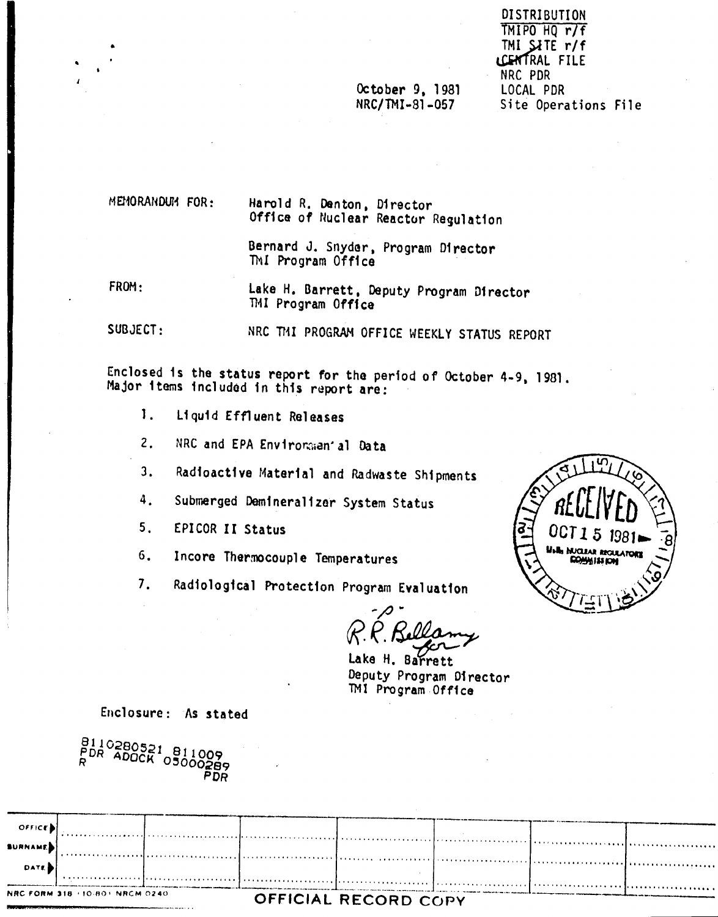DISTRIBUTION
TMIPO HQ r/f
TMI SITE r/f
CENTRAL FILE
NRC PDR
LOCAL PDR
Site Operations File

October 9, 1981
NRC/TMI-81-057

MEMORANDUM FOR: Harold R. Denton, Director
Office of Nuclear Reactor Regulation

Bernard J. Snyder, Program Director
TMI Program Office

FROM: Lake H. Barrett, Deputy Program Director
TMI Program Office

SUBJECT: NRC TMI PROGRAM OFFICE WEEKLY STATUS REPORT

Enclosed is the status report for the period of October 4-9, 1981. Major items included in this report are:

1. Liquid Effluent Releases
2. NRC and EPA Environmental Data
3. Radioactive Material and Radwaste Shipments
4. Submerged Demineralizer System Status
5. EPICOR II Status
6. Incore Thermocouple Temperatures
7. Radiological Protection Program Evaluation

RECEIVED
OCT 15 1981
U.S. NUCLEAR REGULATORY COMMISSION

R.R. Bellamy for
Lake H. Barrett
Deputy Program Director
TMI Program Office

Enclosure: As stated

8110280521 811009
PDR ADOCK 05000289
R PDR

| OFFICE | | | | | | |
| --- | --- | --- | --- | --- | --- | --- |
| SURNAME | | | | | | |
| DATE | | | | | | |

NRC FORM 318 (10-80) NRCM 0240

OFFICIAL RECORD COPY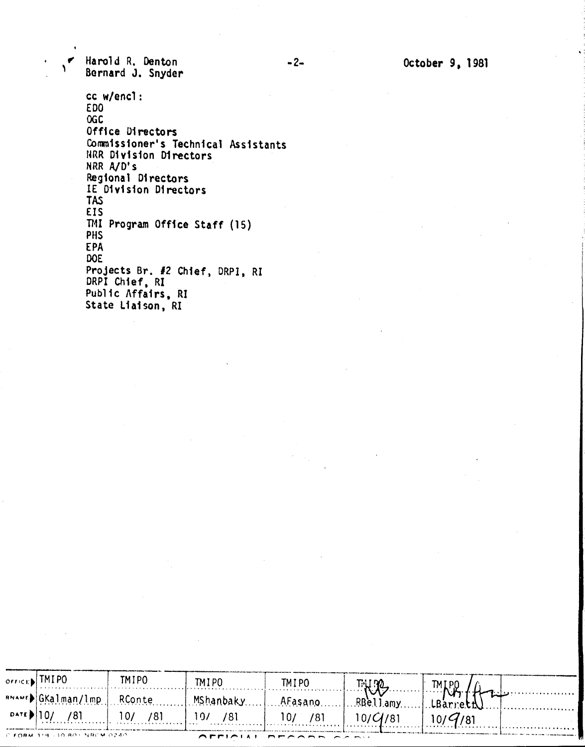Harold R. Denton
Bernard J. Snyder

-2-

October 9, 1981

cc w/encl:
EDO
OGC
Office Directors
Commissioner's Technical Assistants
NRR Division Directors
NRR A/D's
Regional Directors
IE Division Directors
TAS
EIS
TMI Program Office Staff (15)
PHS
EPA
DOE
Projects Br. #2 Chief, DRPI, RI
DRPI Chief, RI
Public Affairs, RI
State Liaison, RI

| OFFICE | TMIPO | TMIPO | TMIPO | TMIPO | TMIPO | TMIPO | |
|---|---|---|---|---|---|---|---|
| SURNAME | GKalman/lmp | RConte | MShanbaky | AFasano | RBellamy | LBarrett | |
| DATE | 10/ /81 | 10/ /81 | 10/ /81 | 10/ /81 | 10/9/81 | 10/9/81 | |

NRC FORM 318 (10-80) NRCM 0240

OFFICIAL RECORD COPY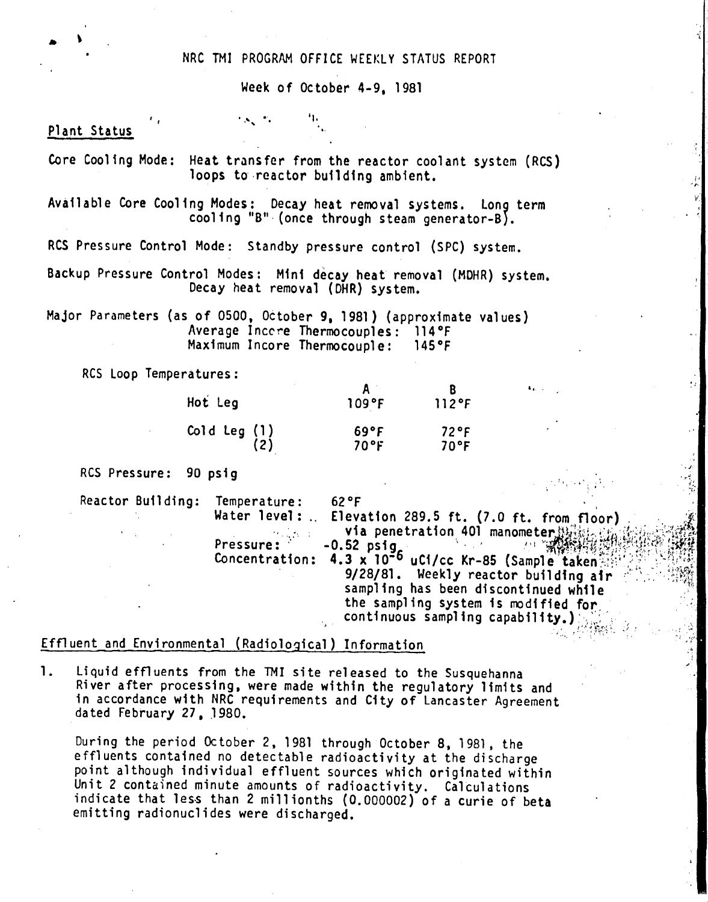# NRC TMI PROGRAM OFFICE WEEKLY STATUS REPORT

Week of October 4-9, 1981

## Plant Status

Core Cooling Mode: Heat transfer from the reactor coolant system (RCS) loops to reactor building ambient.

Available Core Cooling Modes: Decay heat removal systems. Long term cooling "B" (once through steam generator-B).

RCS Pressure Control Mode: Standby pressure control (SPC) system.

Backup Pressure Control Modes: Mini decay heat removal (MDHR) system. Decay heat removal (DHR) system.

Major Parameters (as of 0500, October 9, 1981) (approximate values)
Average Incore Thermocouples: 114°F
Maximum Incore Thermocouple: 145°F

RCS Loop Temperatures:

| | A | B |
|---|---|---|
| Hot Leg | 109°F | 112°F |
| Cold Leg (1) | 69°F | 72°F |
| (2) | 70°F | 70°F |

RCS Pressure: 90 psig

Reactor Building:
- Temperature: 62°F
- Water level: Elevation 289.5 ft. (7.0 ft. from floor) via penetration 401 manometer
- Pressure: -0.52 psig
- Concentration: $4.3 \times 10^{-6}$ uCi/cc Kr-85 (Sample taken 9/28/81. Weekly reactor building air sampling has been discontinued while the sampling system is modified for continuous sampling capability.)

## Effluent and Environmental (Radiological) Information

1. Liquid effluents from the TMI site released to the Susquehanna River after processing, were made within the regulatory limits and in accordance with NRC requirements and City of Lancaster Agreement dated February 27, 1980.

   During the period October 2, 1981 through October 8, 1981, the effluents contained no detectable radioactivity at the discharge point although individual effluent sources which originated within Unit 2 contained minute amounts of radioactivity. Calculations indicate that less than 2 millionths (0.000002) of a curie of beta emitting radionuclides were discharged.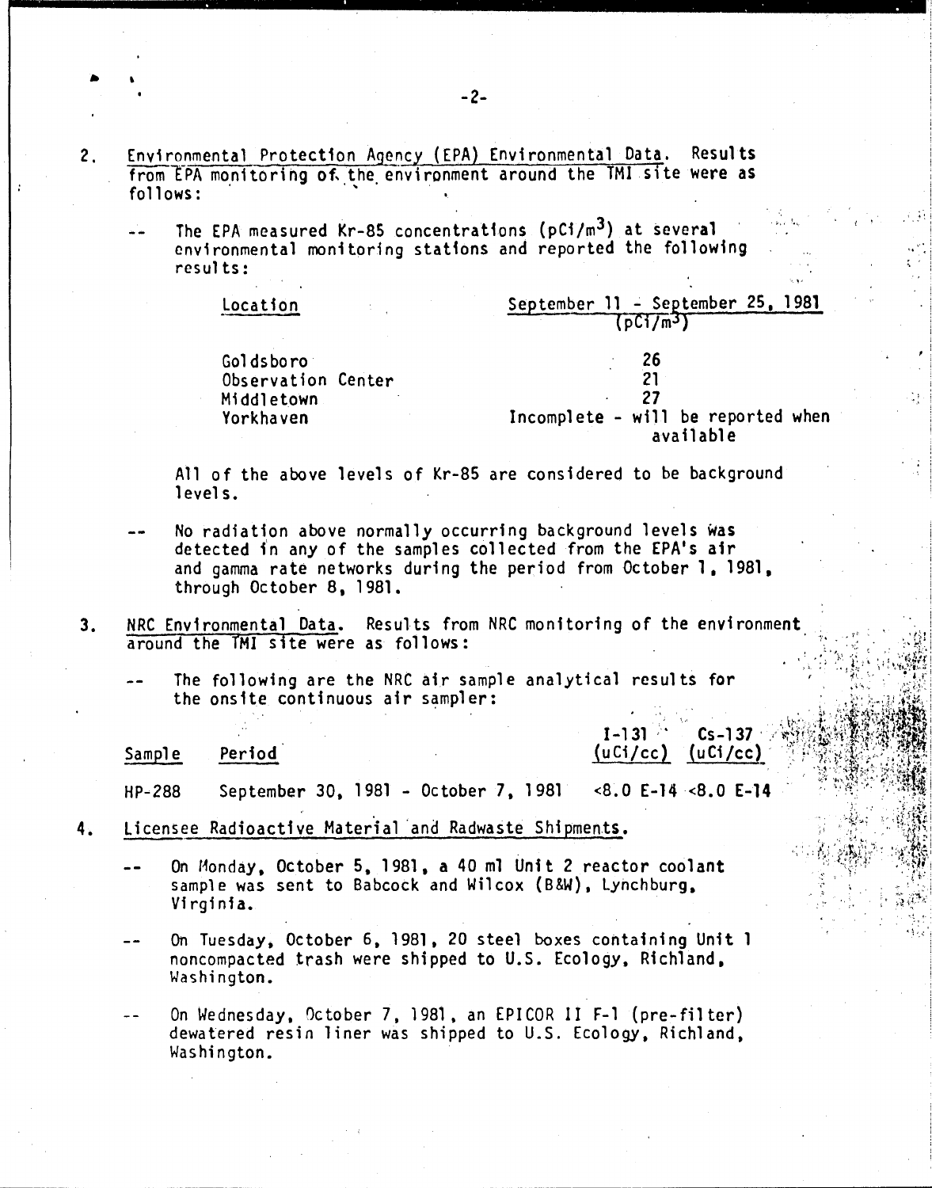2. Environmental Protection Agency (EPA) Environmental Data. Results from EPA monitoring of the environment around the TMI site were as follows:

   -- The EPA measured Kr-85 concentrations ($pCi/m^3$) at several environmental monitoring stations and reported the following results:

| Location | September 11 - September 25, 1981 ($pCi/m^3$) |
|---|---|
| Goldsboro | 26 |
| Observation Center | 21 |
| Middletown | 27 |
| Yorkhaven | Incomplete - will be reported when available |

   All of the above levels of Kr-85 are considered to be background levels.

   -- No radiation above normally occurring background levels was detected in any of the samples collected from the EPA's air and gamma rate networks during the period from October 1, 1981, through October 8, 1981.

3. NRC Environmental Data. Results from NRC monitoring of the environment around the TMI site were as follows:

   -- The following are the NRC air sample analytical results for the onsite continuous air sampler:

| Sample | Period | I-131 (uCi/cc) | Cs-137 (uCi/cc) |
|---|---|---|---|
| HP-288 | September 30, 1981 - October 7, 1981 | <8.0 E-14 | <8.0 E-14 |

4. Licensee Radioactive Material and Radwaste Shipments.

   -- On Monday, October 5, 1981, a 40 ml Unit 2 reactor coolant sample was sent to Babcock and Wilcox (B&W), Lynchburg, Virginia.

   -- On Tuesday, October 6, 1981, 20 steel boxes containing Unit 1 noncompacted trash were shipped to U.S. Ecology, Richland, Washington.

   -- On Wednesday, October 7, 1981, an EPICOR II F-1 (pre-filter) dewatered resin liner was shipped to U.S. Ecology, Richland, Washington.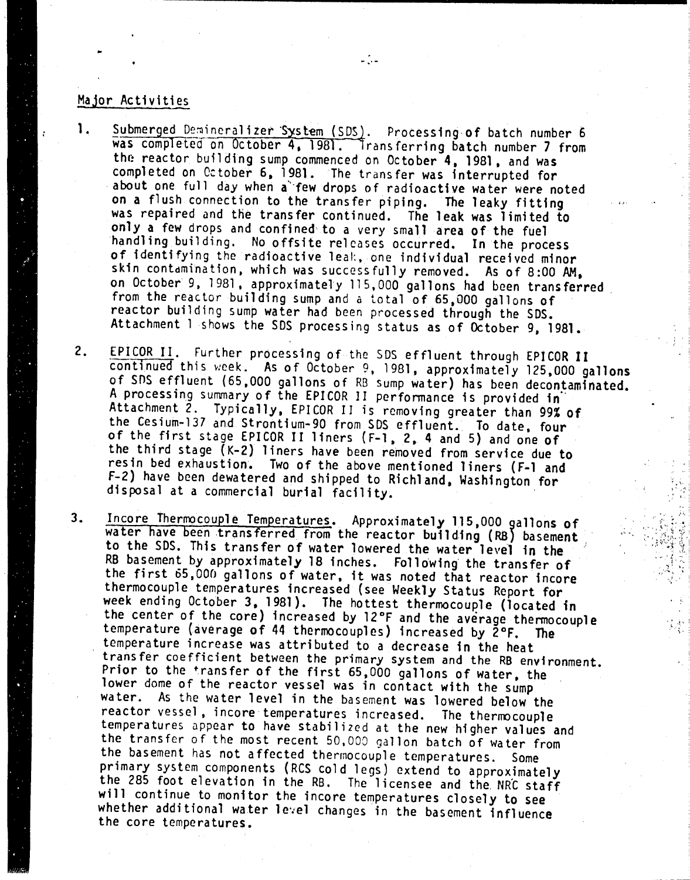## Major Activities

1. Submerged Demineralizer System (SDS). Processing of batch number 6 was completed on October 4, 1981. Transferring batch number 7 from the reactor building sump commenced on October 4, 1981, and was completed on October 6, 1981. The transfer was interrupted for about one full day when a few drops of radioactive water were noted on a flush connection to the transfer piping. The leaky fitting was repaired and the transfer continued. The leak was limited to only a few drops and confined to a very small area of the fuel handling building. No offsite releases occurred. In the process of identifying the radioactive leak, one individual received minor skin contamination, which was successfully removed. As of 8:00 AM, on October 9, 1981, approximately 115,000 gallons had been transferred from the reactor building sump and a total of 65,000 gallons of reactor building sump water had been processed through the SDS. Attachment 1 shows the SDS processing status as of October 9, 1981.

2. EPICOR II. Further processing of the SDS effluent through EPICOR II continued this week. As of October 9, 1981, approximately 125,000 gallons of SDS effluent (65,000 gallons of RB sump water) has been decontaminated. A processing summary of the EPICOR II performance is provided in Attachment 2. Typically, EPICOR II is removing greater than 99% of the Cesium-137 and Strontium-90 from SDS effluent. To date, four of the first stage EPICOR II liners (F-1, 2, 4 and 5) and one of the third stage (K-2) liners have been removed from service due to resin bed exhaustion. Two of the above mentioned liners (F-1 and F-2) have been dewatered and shipped to Richland, Washington for disposal at a commercial burial facility.

3. Incore Thermocouple Temperatures. Approximately 115,000 gallons of water have been transferred from the reactor building (RB) basement to the SDS. This transfer of water lowered the water level in the RB basement by approximately 18 inches. Following the transfer of the first 65,000 gallons of water, it was noted that reactor incore thermocouple temperatures increased (see Weekly Status Report for week ending October 3, 1981). The hottest thermocouple (located in the center of the core) increased by 12°F and the average thermocouple temperature (average of 44 thermocouples) increased by 2°F. The temperature increase was attributed to a decrease in the heat transfer coefficient between the primary system and the RB environment. Prior to the transfer of the first 65,000 gallons of water, the lower dome of the reactor vessel was in contact with the sump water. As the water level in the basement was lowered below the reactor vessel, incore temperatures increased. The thermocouple temperatures appear to have stabilized at the new higher values and the transfer of the most recent 50,000 gallon batch of water from the basement has not affected thermocouple temperatures. Some primary system components (RCS cold legs) extend to approximately the 285 foot elevation in the RB. The licensee and the NRC staff will continue to monitor the incore temperatures closely to see whether additional water level changes in the basement influence the core temperatures.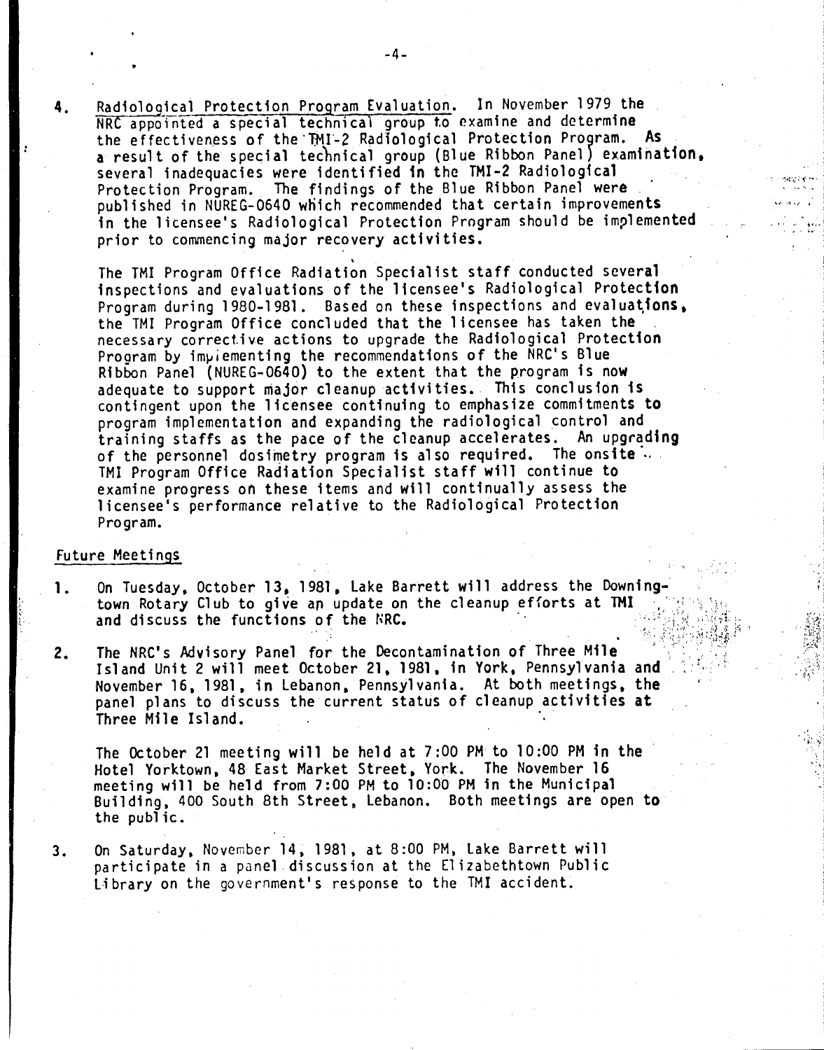4. <u>Radiological Protection Program Evaluation</u>. In November 1979 the NRC appointed a special technical group to examine and determine the effectiveness of the TMI-2 Radiological Protection Program. As a result of the special technical group (Blue Ribbon Panel) examination, several inadequacies were identified in the TMI-2 Radiological Protection Program. The findings of the Blue Ribbon Panel were published in NUREG-0640 which recommended that certain improvements in the licensee's Radiological Protection Program should be implemented prior to commencing major recovery activities.

   The TMI Program Office Radiation Specialist staff conducted several inspections and evaluations of the licensee's Radiological Protection Program during 1980-1981. Based on these inspections and evaluations, the TMI Program Office concluded that the licensee has taken the necessary corrective actions to upgrade the Radiological Protection Program by implementing the recommendations of the NRC's Blue Ribbon Panel (NUREG-0640) to the extent that the program is now adequate to support major cleanup activities. This conclusion is contingent upon the licensee continuing to emphasize commitments to program implementation and expanding the radiological control and training staffs as the pace of the cleanup accelerates. An upgrading of the personnel dosimetry program is also required. The onsite TMI Program Office Radiation Specialist staff will continue to examine progress on these items and will continually assess the licensee's performance relative to the Radiological Protection Program.

## <u>Future Meetings</u>

1. On Tuesday, October 13, 1981, Lake Barrett will address the Downingtown Rotary Club to give an update on the cleanup efforts at TMI and discuss the functions of the NRC.

2. The NRC's Advisory Panel for the Decontamination of Three Mile Island Unit 2 will meet October 21, 1981, in York, Pennsylvania and November 16, 1981, in Lebanon, Pennsylvania. At both meetings, the panel plans to discuss the current status of cleanup activities at Three Mile Island.

   The October 21 meeting will be held at 7:00 PM to 10:00 PM in the Hotel Yorktown, 48 East Market Street, York. The November 16 meeting will be held from 7:00 PM to 10:00 PM in the Municipal Building, 400 South 8th Street, Lebanon. Both meetings are open to the public.

3. On Saturday, November 14, 1981, at 8:00 PM, Lake Barrett will participate in a panel discussion at the Elizabethtown Public Library on the government's response to the TMI accident.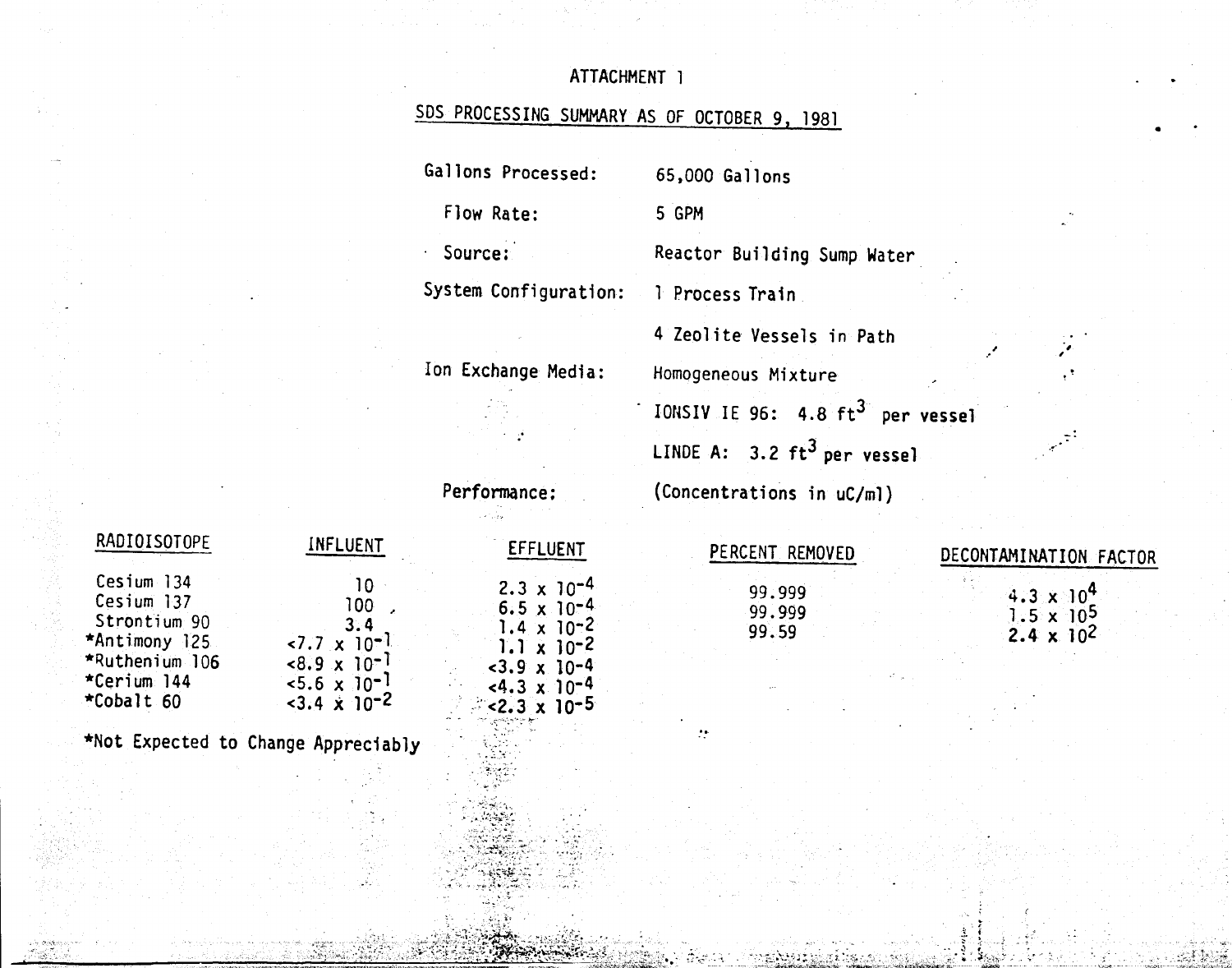# ATTACHMENT 1

## SDS PROCESSING SUMMARY AS OF OCTOBER 9, 1981

Gallons Processed: 65,000 Gallons

Flow Rate: 5 GPM

Source: Reactor Building Sump Water

System Configuration: 1 Process Train

4 Zeolite Vessels in Path

Ion Exchange Media: Homogeneous Mixture

IONSIV IE 96: 4.8 $ft^3$ per vessel

LINDE A: 3.2 $ft^3$ per vessel

Performance: (Concentrations in uC/ml)

| RADIOISOTOPE | INFLUENT | EFFLUENT | PERCENT REMOVED | DECONTAMINATION FACTOR |
|---|---|---|---|---|
| Cesium 134 | 10 | $2.3 \times 10^{-4}$ | 99.999 | $4.3 \times 10^{4}$ |
| Cesium 137 | 100 | $6.5 \times 10^{-4}$ | 99.999 | $1.5 \times 10^{5}$ |
| Strontium 90 | 3.4 | $1.4 \times 10^{-2}$ | 99.59 | $2.4 \times 10^{2}$ |
| *Antimony 125 | $<7.7 \times 10^{-1}$ | $1.1 \times 10^{-2}$ | | |
| *Ruthenium 106 | $<8.9 \times 10^{-1}$ | $<3.9 \times 10^{-4}$ | | |
| *Cerium 144 | $<5.6 \times 10^{-1}$ | $<4.3 \times 10^{-4}$ | | |
| *Cobalt 60 | $<3.4 \times 10^{-2}$ | $<2.3 \times 10^{-5}$ | | |

*Not Expected to Change Appreciably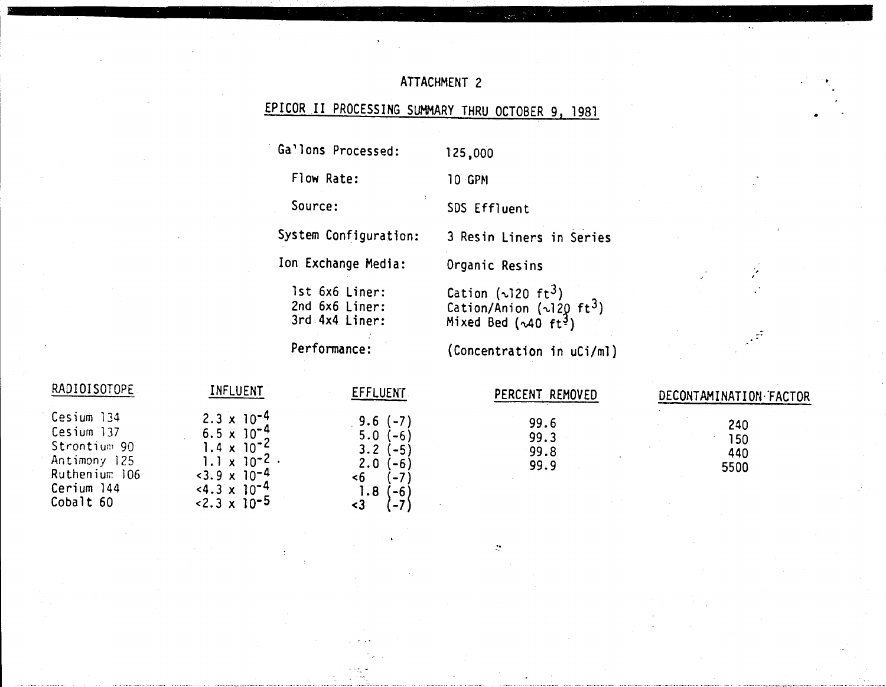# ATTACHMENT 2

## EPICOR II PROCESSING SUMMARY THRU OCTOBER 9, 1981

| | |
|---|---|
| Gallons Processed: | 125,000 |
| Flow Rate: | 10 GPM |
| Source: | SDS Effluent |
| System Configuration: | 3 Resin Liners in Series |
| Ion Exchange Media: | Organic Resins |
| 1st 6x6 Liner: | Cation (~120 $ft^3$) |
| 2nd 6x6 Liner: | Cation/Anion (~120 $ft^3$) |
| 3rd 4x4 Liner: | Mixed Bed (~40 $ft^3$) |
| Performance: | (Concentration in uCi/ml) |

| RADIOISOTOPE | INFLUENT | EFFLUENT | PERCENT REMOVED | DECONTAMINATION FACTOR |
|---|---|---|---|---|
| Cesium 134 | $2.3 \times 10^{-4}$ | 9.6 (-7) | 99.6 | 240 |
| Cesium 137 | $6.5 \times 10^{-4}$ | 5.0 (-6) | 99.3 | 150 |
| Strontium 90 | $1.4 \times 10^{-2}$ | 3.2 (-5) | 99.8 | 440 |
| Antimony 125 | $1.1 \times 10^{-2}$ | 2.0 (-6) | 99.9 | 5500 |
| Ruthenium 106 | $<3.9 \times 10^{-4}$ | <6 (-7) | | |
| Cerium 144 | $<4.3 \times 10^{-4}$ | 1.8 (-6) | | |
| Cobalt 60 | $<2.3 \times 10^{-5}$ | <3 (-7) | | |